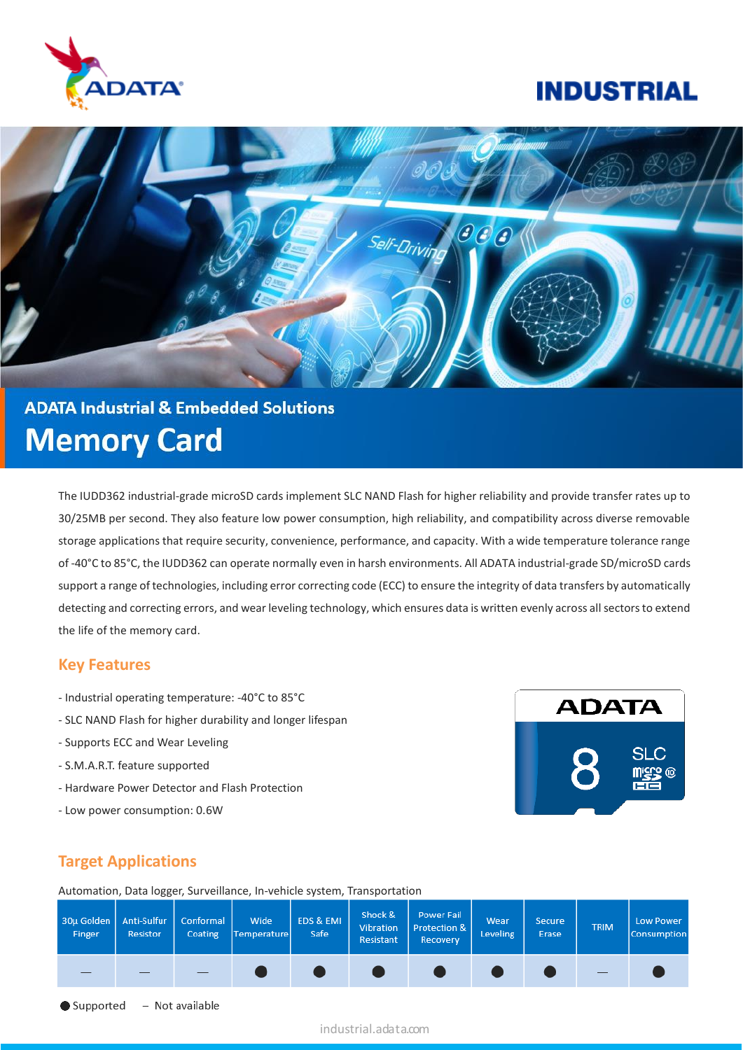# INDUSTRIAL

## ADATA Industrial & Embedded Solutions

# Memory Card

The IUDD362 industrial-grade microSD cards implement SLC NAND Flash for higher reliability and provide transfer rates up to 30/25MB per second. They also feature low power consumption, high reliability, and compatibility across diverse removable storage applications that require security, convenience, performance, and capacity. With a wide temperature tolerance range of -40°C to 85°C, the IUDD362 can operate normally even in harsh environments. All ADATA industrial-grade SD/microSD cards support a range of technologies, including error correcting code (ECC) to ensure the integrity of data transfers by automatically detecting and correcting errors, and wear leveling technology, which ensures data is written evenly across all sectors to extend the life of the memory card.

## Key Features

- Industrial operating temperature: -40°C to 85°C
- SLC NAND Flash for higher durability and longer lifespan
- Supports ECC and Wear Leveling
- S.M.A.R.T. feature supported
- Hardware Power Detector and Flash Protection
- Low power consumption: 0.6W

## Target Applications

Automation, Data logger, Surveillance, In-vehicle system, Transportation

| 30μ Golden Finger | Anti-Sulfur Resistor | Conformal Coating | Wide Temperature | EDS & EMI Safe | Shock & Vibration Resistant | Power Fail Protection & Recovery | Wear Leveling | Secure Erase | TRIM | Low Power Consumption |
|---|---|---|---|---|---|---|---|---|---|---|
| — | — | — | ● | ● | ● | ● | ● | ● | — | ● |

● Supported – Not available

industrial.adata.com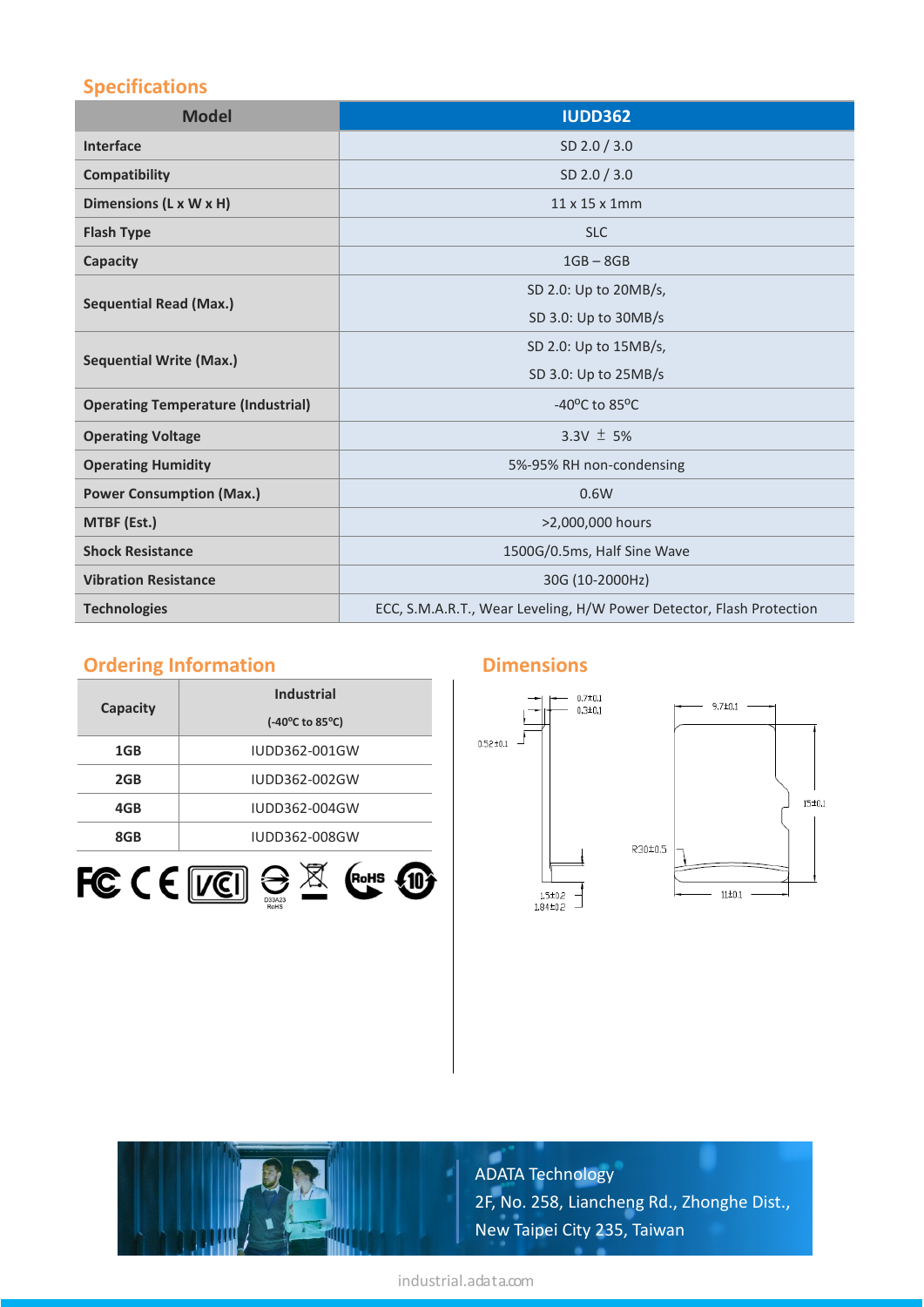## Specifications

| Model | IUDD362 |
|---|---|
| Interface | SD 2.0 / 3.0 |
| Compatibility | SD 2.0 / 3.0 |
| Dimensions (L x W x H) | 11 x 15 x 1mm |
| Flash Type | SLC |
| Capacity | 1GB – 8GB |
| Sequential Read (Max.) | SD 2.0: Up to 20MB/s,<br>SD 3.0: Up to 30MB/s |
| Sequential Write (Max.) | SD 2.0: Up to 15MB/s,<br>SD 3.0: Up to 25MB/s |
| Operating Temperature (Industrial) | -40ºC to 85ºC |
| Operating Voltage | 3.3V ± 5% |
| Operating Humidity | 5%-95% RH non-condensing |
| Power Consumption (Max.) | 0.6W |
| MTBF (Est.) | >2,000,000 hours |
| Shock Resistance | 1500G/0.5ms, Half Sine Wave |
| Vibration Resistance | 30G (10-2000Hz) |
| Technologies | ECC, S.M.A.R.T., Wear Leveling, H/W Power Detector, Flash Protection |

## Ordering Information

| Capacity | Industrial (-40ºC to 85ºC) |
|---|---|
| 1GB | IUDD362-001GW |
| 2GB | IUDD362-002GW |
| 4GB | IUDD362-004GW |
| 8GB | IUDD362-008GW |

## Dimensions

0.7±0.1
0.3±0.1
0.52±0.1
1.5±0.2
1.84±0.2
9.7±0.1
15±0.1
R30±0.5
11±0.1

ADATA Technology
2F, No. 258, Liancheng Rd., Zhonghe Dist.,
New Taipei City 235, Taiwan

industrial.adata.com